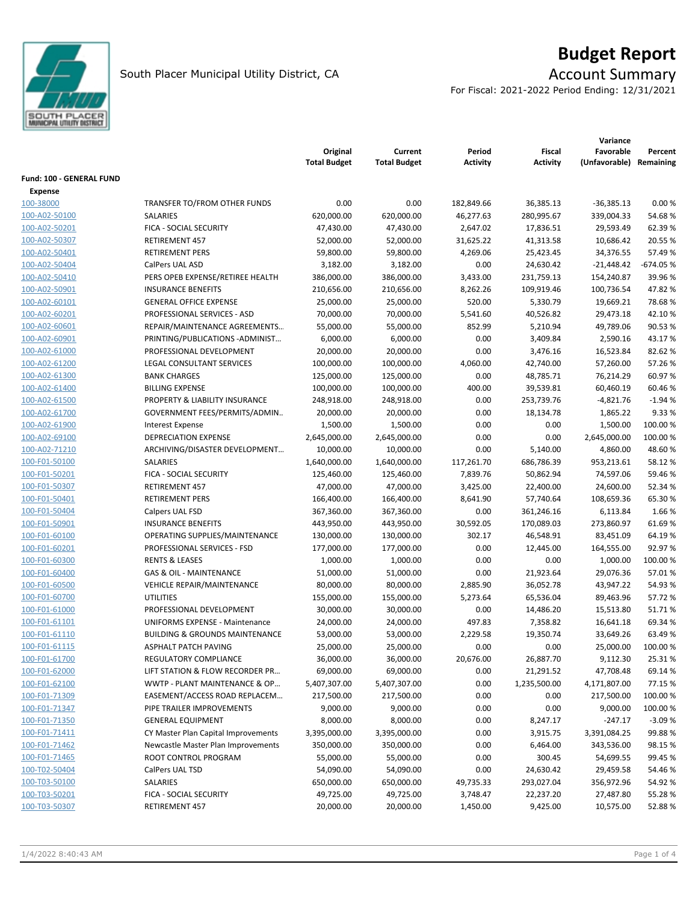# Budget Report

South Placer Municipal Utility District, CA

## Account Summary

For Fiscal: 2021-2022 Period Ending: 12/31/2021

| | | Original Total Budget | Current Total Budget | Period Activity | Fiscal Activity | Variance Favorable (Unfavorable) | Percent Remaining |
|---|---|---|---|---|---|---|---|
| **Fund: 100 - GENERAL FUND** | | | | | | | |
| **Expense** | | | | | | | |
| 100-38000 | TRANSFER TO/FROM OTHER FUNDS | 0.00 | 0.00 | 182,849.66 | 36,385.13 | -36,385.13 | 0.00 % |
| 100-A02-50100 | SALARIES | 620,000.00 | 620,000.00 | 46,277.63 | 280,995.67 | 339,004.33 | 54.68 % |
| 100-A02-50201 | FICA - SOCIAL SECURITY | 47,430.00 | 47,430.00 | 2,647.02 | 17,836.51 | 29,593.49 | 62.39 % |
| 100-A02-50307 | RETIREMENT 457 | 52,000.00 | 52,000.00 | 31,625.22 | 41,313.58 | 10,686.42 | 20.55 % |
| 100-A02-50401 | RETIREMENT PERS | 59,800.00 | 59,800.00 | 4,269.06 | 25,423.45 | 34,376.55 | 57.49 % |
| 100-A02-50404 | CalPers UAL ASD | 3,182.00 | 3,182.00 | 0.00 | 24,630.42 | -21,448.42 | -674.05 % |
| 100-A02-50410 | PERS OPEB EXPENSE/RETIREE HEALTH | 386,000.00 | 386,000.00 | 3,433.00 | 231,759.13 | 154,240.87 | 39.96 % |
| 100-A02-50901 | INSURANCE BENEFITS | 210,656.00 | 210,656.00 | 8,262.26 | 109,919.46 | 100,736.54 | 47.82 % |
| 100-A02-60101 | GENERAL OFFICE EXPENSE | 25,000.00 | 25,000.00 | 520.00 | 5,330.79 | 19,669.21 | 78.68 % |
| 100-A02-60201 | PROFESSIONAL SERVICES - ASD | 70,000.00 | 70,000.00 | 5,541.60 | 40,526.82 | 29,473.18 | 42.10 % |
| 100-A02-60601 | REPAIR/MAINTENANCE AGREEMENTS... | 55,000.00 | 55,000.00 | 852.99 | 5,210.94 | 49,789.06 | 90.53 % |
| 100-A02-60901 | PRINTING/PUBLICATIONS -ADMINIST... | 6,000.00 | 6,000.00 | 0.00 | 3,409.84 | 2,590.16 | 43.17 % |
| 100-A02-61000 | PROFESSIONAL DEVELOPMENT | 20,000.00 | 20,000.00 | 0.00 | 3,476.16 | 16,523.84 | 82.62 % |
| 100-A02-61200 | LEGAL CONSULTANT SERVICES | 100,000.00 | 100,000.00 | 4,060.00 | 42,740.00 | 57,260.00 | 57.26 % |
| 100-A02-61300 | BANK CHARGES | 125,000.00 | 125,000.00 | 0.00 | 48,785.71 | 76,214.29 | 60.97 % |
| 100-A02-61400 | BILLING EXPENSE | 100,000.00 | 100,000.00 | 400.00 | 39,539.81 | 60,460.19 | 60.46 % |
| 100-A02-61500 | PROPERTY & LIABILITY INSURANCE | 248,918.00 | 248,918.00 | 0.00 | 253,739.76 | -4,821.76 | -1.94 % |
| 100-A02-61700 | GOVERNMENT FEES/PERMITS/ADMIN.. | 20,000.00 | 20,000.00 | 0.00 | 18,134.78 | 1,865.22 | 9.33 % |
| 100-A02-61900 | Interest Expense | 1,500.00 | 1,500.00 | 0.00 | 0.00 | 1,500.00 | 100.00 % |
| 100-A02-69100 | DEPRECIATION EXPENSE | 2,645,000.00 | 2,645,000.00 | 0.00 | 0.00 | 2,645,000.00 | 100.00 % |
| 100-A02-71210 | ARCHIVING/DISASTER DEVELOPMENT... | 10,000.00 | 10,000.00 | 0.00 | 5,140.00 | 4,860.00 | 48.60 % |
| 100-F01-50100 | SALARIES | 1,640,000.00 | 1,640,000.00 | 117,261.70 | 686,786.39 | 953,213.61 | 58.12 % |
| 100-F01-50201 | FICA - SOCIAL SECURITY | 125,460.00 | 125,460.00 | 7,839.76 | 50,862.94 | 74,597.06 | 59.46 % |
| 100-F01-50307 | RETIREMENT 457 | 47,000.00 | 47,000.00 | 3,425.00 | 22,400.00 | 24,600.00 | 52.34 % |
| 100-F01-50401 | RETIREMENT PERS | 166,400.00 | 166,400.00 | 8,641.90 | 57,740.64 | 108,659.36 | 65.30 % |
| 100-F01-50404 | Calpers UAL FSD | 367,360.00 | 367,360.00 | 0.00 | 361,246.16 | 6,113.84 | 1.66 % |
| 100-F01-50901 | INSURANCE BENEFITS | 443,950.00 | 443,950.00 | 30,592.05 | 170,089.03 | 273,860.97 | 61.69 % |
| 100-F01-60100 | OPERATING SUPPLIES/MAINTENANCE | 130,000.00 | 130,000.00 | 302.17 | 46,548.91 | 83,451.09 | 64.19 % |
| 100-F01-60201 | PROFESSIONAL SERVICES - FSD | 177,000.00 | 177,000.00 | 0.00 | 12,445.00 | 164,555.00 | 92.97 % |
| 100-F01-60300 | RENTS & LEASES | 1,000.00 | 1,000.00 | 0.00 | 0.00 | 1,000.00 | 100.00 % |
| 100-F01-60400 | GAS & OIL - MAINTENANCE | 51,000.00 | 51,000.00 | 0.00 | 21,923.64 | 29,076.36 | 57.01 % |
| 100-F01-60500 | VEHICLE REPAIR/MAINTENANCE | 80,000.00 | 80,000.00 | 2,885.90 | 36,052.78 | 43,947.22 | 54.93 % |
| 100-F01-60700 | UTILITIES | 155,000.00 | 155,000.00 | 5,273.64 | 65,536.04 | 89,463.96 | 57.72 % |
| 100-F01-61000 | PROFESSIONAL DEVELOPMENT | 30,000.00 | 30,000.00 | 0.00 | 14,486.20 | 15,513.80 | 51.71 % |
| 100-F01-61101 | UNIFORMS EXPENSE - Maintenance | 24,000.00 | 24,000.00 | 497.83 | 7,358.82 | 16,641.18 | 69.34 % |
| 100-F01-61110 | BUILDING & GROUNDS MAINTENANCE | 53,000.00 | 53,000.00 | 2,229.58 | 19,350.74 | 33,649.26 | 63.49 % |
| 100-F01-61115 | ASPHALT PATCH PAVING | 25,000.00 | 25,000.00 | 0.00 | 0.00 | 25,000.00 | 100.00 % |
| 100-F01-61700 | REGULATORY COMPLIANCE | 36,000.00 | 36,000.00 | 20,676.00 | 26,887.70 | 9,112.30 | 25.31 % |
| 100-F01-62000 | LIFT STATION & FLOW RECORDER PR... | 69,000.00 | 69,000.00 | 0.00 | 21,291.52 | 47,708.48 | 69.14 % |
| 100-F01-62100 | WWTP - PLANT MAINTENANCE & OP... | 5,407,307.00 | 5,407,307.00 | 0.00 | 1,235,500.00 | 4,171,807.00 | 77.15 % |
| 100-F01-71309 | EASEMENT/ACCESS ROAD REPLACEM... | 217,500.00 | 217,500.00 | 0.00 | 0.00 | 217,500.00 | 100.00 % |
| 100-F01-71347 | PIPE TRAILER IMPROVEMENTS | 9,000.00 | 9,000.00 | 0.00 | 0.00 | 9,000.00 | 100.00 % |
| 100-F01-71350 | GENERAL EQUIPMENT | 8,000.00 | 8,000.00 | 0.00 | 8,247.17 | -247.17 | -3.09 % |
| 100-F01-71411 | CY Master Plan Capital Improvements | 3,395,000.00 | 3,395,000.00 | 0.00 | 3,915.75 | 3,391,084.25 | 99.88 % |
| 100-F01-71462 | Newcastle Master Plan Improvements | 350,000.00 | 350,000.00 | 0.00 | 6,464.00 | 343,536.00 | 98.15 % |
| 100-F01-71465 | ROOT CONTROL PROGRAM | 55,000.00 | 55,000.00 | 0.00 | 300.45 | 54,699.55 | 99.45 % |
| 100-T02-50404 | CalPers UAL TSD | 54,090.00 | 54,090.00 | 0.00 | 24,630.42 | 29,459.58 | 54.46 % |
| 100-T03-50100 | SALARIES | 650,000.00 | 650,000.00 | 49,735.33 | 293,027.04 | 356,972.96 | 54.92 % |
| 100-T03-50201 | FICA - SOCIAL SECURITY | 49,725.00 | 49,725.00 | 3,748.47 | 22,237.20 | 27,487.80 | 55.28 % |
| 100-T03-50307 | RETIREMENT 457 | 20,000.00 | 20,000.00 | 1,450.00 | 9,425.00 | 10,575.00 | 52.88 % |

1/4/2022 8:40:43 AM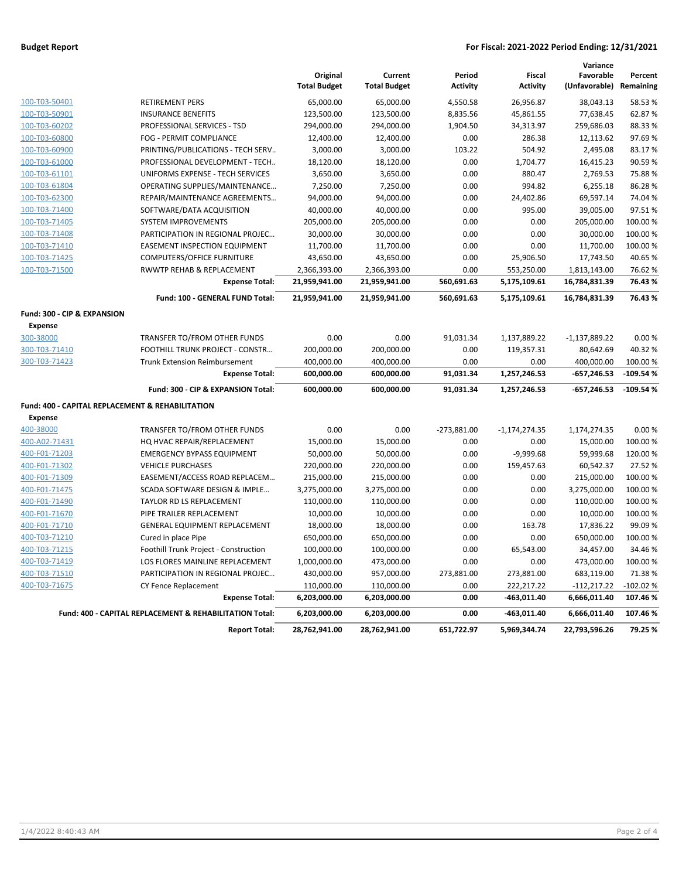**Budget Report** **For Fiscal: 2021-2022 Period Ending: 12/31/2021**

| | | Original Total Budget | Current Total Budget | Period Activity | Fiscal Activity | Variance Favorable (Unfavorable) | Percent Remaining |
|---|---|---|---|---|---|---|---|
| 100-T03-50401 | RETIREMENT PERS | 65,000.00 | 65,000.00 | 4,550.58 | 26,956.87 | 38,043.13 | 58.53 % |
| 100-T03-50901 | INSURANCE BENEFITS | 123,500.00 | 123,500.00 | 8,835.56 | 45,861.55 | 77,638.45 | 62.87 % |
| 100-T03-60202 | PROFESSIONAL SERVICES - TSD | 294,000.00 | 294,000.00 | 1,904.50 | 34,313.97 | 259,686.03 | 88.33 % |
| 100-T03-60800 | FOG - PERMIT COMPLIANCE | 12,400.00 | 12,400.00 | 0.00 | 286.38 | 12,113.62 | 97.69 % |
| 100-T03-60900 | PRINTING/PUBLICATIONS - TECH SERV.. | 3,000.00 | 3,000.00 | 103.22 | 504.92 | 2,495.08 | 83.17 % |
| 100-T03-61000 | PROFESSIONAL DEVELOPMENT - TECH.. | 18,120.00 | 18,120.00 | 0.00 | 1,704.77 | 16,415.23 | 90.59 % |
| 100-T03-61101 | UNIFORMS EXPENSE - TECH SERVICES | 3,650.00 | 3,650.00 | 0.00 | 880.47 | 2,769.53 | 75.88 % |
| 100-T03-61804 | OPERATING SUPPLIES/MAINTENANCE... | 7,250.00 | 7,250.00 | 0.00 | 994.82 | 6,255.18 | 86.28 % |
| 100-T03-62300 | REPAIR/MAINTENANCE AGREEMENTS... | 94,000.00 | 94,000.00 | 0.00 | 24,402.86 | 69,597.14 | 74.04 % |
| 100-T03-71400 | SOFTWARE/DATA ACQUISITION | 40,000.00 | 40,000.00 | 0.00 | 995.00 | 39,005.00 | 97.51 % |
| 100-T03-71405 | SYSTEM IMPROVEMENTS | 205,000.00 | 205,000.00 | 0.00 | 0.00 | 205,000.00 | 100.00 % |
| 100-T03-71408 | PARTICIPATION IN REGIONAL PROJEC... | 30,000.00 | 30,000.00 | 0.00 | 0.00 | 30,000.00 | 100.00 % |
| 100-T03-71410 | EASEMENT INSPECTION EQUIPMENT | 11,700.00 | 11,700.00 | 0.00 | 0.00 | 11,700.00 | 100.00 % |
| 100-T03-71425 | COMPUTERS/OFFICE FURNITURE | 43,650.00 | 43,650.00 | 0.00 | 25,906.50 | 17,743.50 | 40.65 % |
| 100-T03-71500 | RWWTP REHAB & REPLACEMENT | 2,366,393.00 | 2,366,393.00 | 0.00 | 553,250.00 | 1,813,143.00 | 76.62 % |
| | **Expense Total:** | **21,959,941.00** | **21,959,941.00** | **560,691.63** | **5,175,109.61** | **16,784,831.39** | **76.43 %** |
| | **Fund: 100 - GENERAL FUND Total:** | **21,959,941.00** | **21,959,941.00** | **560,691.63** | **5,175,109.61** | **16,784,831.39** | **76.43 %** |
| **Fund: 300 - CIP & EXPANSION** | | | | | | | |
| **Expense** | | | | | | | |
| 300-38000 | TRANSFER TO/FROM OTHER FUNDS | 0.00 | 0.00 | 91,031.34 | 1,137,889.22 | -1,137,889.22 | 0.00 % |
| 300-T03-71410 | FOOTHILL TRUNK PROJECT - CONSTR... | 200,000.00 | 200,000.00 | 0.00 | 119,357.31 | 80,642.69 | 40.32 % |
| 300-T03-71423 | Trunk Extension Reimbursement | 400,000.00 | 400,000.00 | 0.00 | 0.00 | 400,000.00 | 100.00 % |
| | **Expense Total:** | **600,000.00** | **600,000.00** | **91,031.34** | **1,257,246.53** | **-657,246.53** | **-109.54 %** |
| | **Fund: 300 - CIP & EXPANSION Total:** | **600,000.00** | **600,000.00** | **91,031.34** | **1,257,246.53** | **-657,246.53** | **-109.54 %** |
| **Fund: 400 - CAPITAL REPLACEMENT & REHABILITATION** | | | | | | | |
| **Expense** | | | | | | | |
| 400-38000 | TRANSFER TO/FROM OTHER FUNDS | 0.00 | 0.00 | -273,881.00 | -1,174,274.35 | 1,174,274.35 | 0.00 % |
| 400-A02-71431 | HQ HVAC REPAIR/REPLACEMENT | 15,000.00 | 15,000.00 | 0.00 | 0.00 | 15,000.00 | 100.00 % |
| 400-F01-71203 | EMERGENCY BYPASS EQUIPMENT | 50,000.00 | 50,000.00 | 0.00 | -9,999.68 | 59,999.68 | 120.00 % |
| 400-F01-71302 | VEHICLE PURCHASES | 220,000.00 | 220,000.00 | 0.00 | 159,457.63 | 60,542.37 | 27.52 % |
| 400-F01-71309 | EASEMENT/ACCESS ROAD REPLACEM... | 215,000.00 | 215,000.00 | 0.00 | 0.00 | 215,000.00 | 100.00 % |
| 400-F01-71475 | SCADA SOFTWARE DESIGN & IMPLE... | 3,275,000.00 | 3,275,000.00 | 0.00 | 0.00 | 3,275,000.00 | 100.00 % |
| 400-F01-71490 | TAYLOR RD LS REPLACEMENT | 110,000.00 | 110,000.00 | 0.00 | 0.00 | 110,000.00 | 100.00 % |
| 400-F01-71670 | PIPE TRAILER REPLACEMENT | 10,000.00 | 10,000.00 | 0.00 | 0.00 | 10,000.00 | 100.00 % |
| 400-F01-71710 | GENERAL EQUIPMENT REPLACEMENT | 18,000.00 | 18,000.00 | 0.00 | 163.78 | 17,836.22 | 99.09 % |
| 400-T03-71210 | Cured in place Pipe | 650,000.00 | 650,000.00 | 0.00 | 0.00 | 650,000.00 | 100.00 % |
| 400-T03-71215 | Foothill Trunk Project - Construction | 100,000.00 | 100,000.00 | 0.00 | 65,543.00 | 34,457.00 | 34.46 % |
| 400-T03-71419 | LOS FLORES MAINLINE REPLACEMENT | 1,000,000.00 | 473,000.00 | 0.00 | 0.00 | 473,000.00 | 100.00 % |
| 400-T03-71510 | PARTICIPATION IN REGIONAL PROJEC... | 430,000.00 | 957,000.00 | 273,881.00 | 273,881.00 | 683,119.00 | 71.38 % |
| 400-T03-71675 | CY Fence Replacement | 110,000.00 | 110,000.00 | 0.00 | 222,217.22 | -112,217.22 | -102.02 % |
| | **Expense Total:** | **6,203,000.00** | **6,203,000.00** | **0.00** | **-463,011.40** | **6,666,011.40** | **107.46 %** |
| | **Fund: 400 - CAPITAL REPLACEMENT & REHABILITATION Total:** | **6,203,000.00** | **6,203,000.00** | **0.00** | **-463,011.40** | **6,666,011.40** | **107.46 %** |
| | **Report Total:** | **28,762,941.00** | **28,762,941.00** | **651,722.97** | **5,969,344.74** | **22,793,596.26** | **79.25 %** |

1/4/2022 8:40:43 AM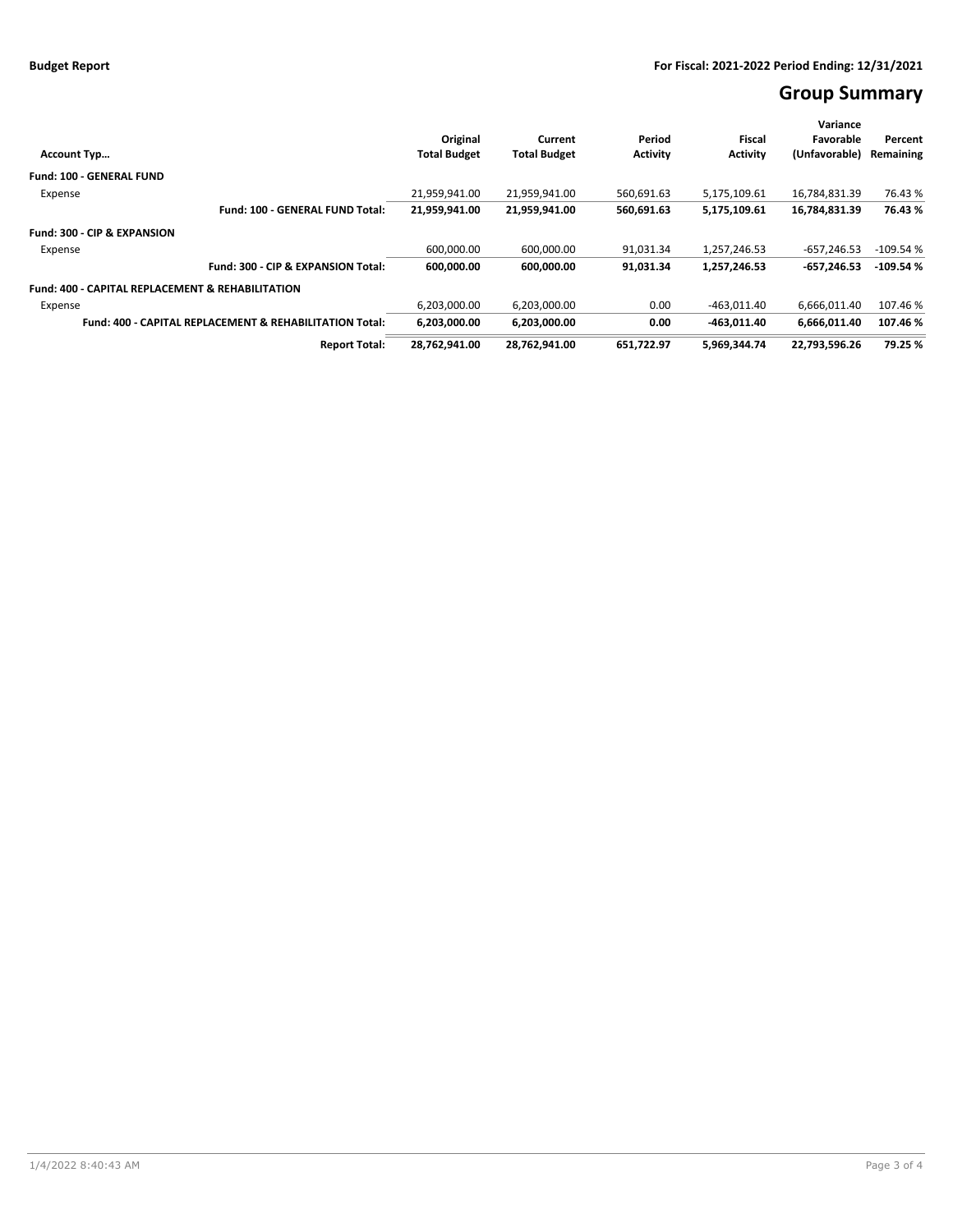**Budget Report** | **For Fiscal: 2021-2022 Period Ending: 12/31/2021**

# Group Summary

| Account Typ… | Original Total Budget | Current Total Budget | Period Activity | Fiscal Activity | Variance Favorable (Unfavorable) | Percent Remaining |
|---|---|---|---|---|---|---|
| **Fund: 100 - GENERAL FUND** | | | | | | |
| Expense | 21,959,941.00 | 21,959,941.00 | 560,691.63 | 5,175,109.61 | 16,784,831.39 | 76.43 % |
| **Fund: 100 - GENERAL FUND Total:** | **21,959,941.00** | **21,959,941.00** | **560,691.63** | **5,175,109.61** | **16,784,831.39** | **76.43 %** |
| **Fund: 300 - CIP & EXPANSION** | | | | | | |
| Expense | 600,000.00 | 600,000.00 | 91,031.34 | 1,257,246.53 | -657,246.53 | -109.54 % |
| **Fund: 300 - CIP & EXPANSION Total:** | **600,000.00** | **600,000.00** | **91,031.34** | **1,257,246.53** | **-657,246.53** | **-109.54 %** |
| **Fund: 400 - CAPITAL REPLACEMENT & REHABILITATION** | | | | | | |
| Expense | 6,203,000.00 | 6,203,000.00 | 0.00 | -463,011.40 | 6,666,011.40 | 107.46 % |
| **Fund: 400 - CAPITAL REPLACEMENT & REHABILITATION Total:** | **6,203,000.00** | **6,203,000.00** | **0.00** | **-463,011.40** | **6,666,011.40** | **107.46 %** |
| **Report Total:** | **28,762,941.00** | **28,762,941.00** | **651,722.97** | **5,969,344.74** | **22,793,596.26** | **79.25 %** |

1/4/2022 8:40:43 AM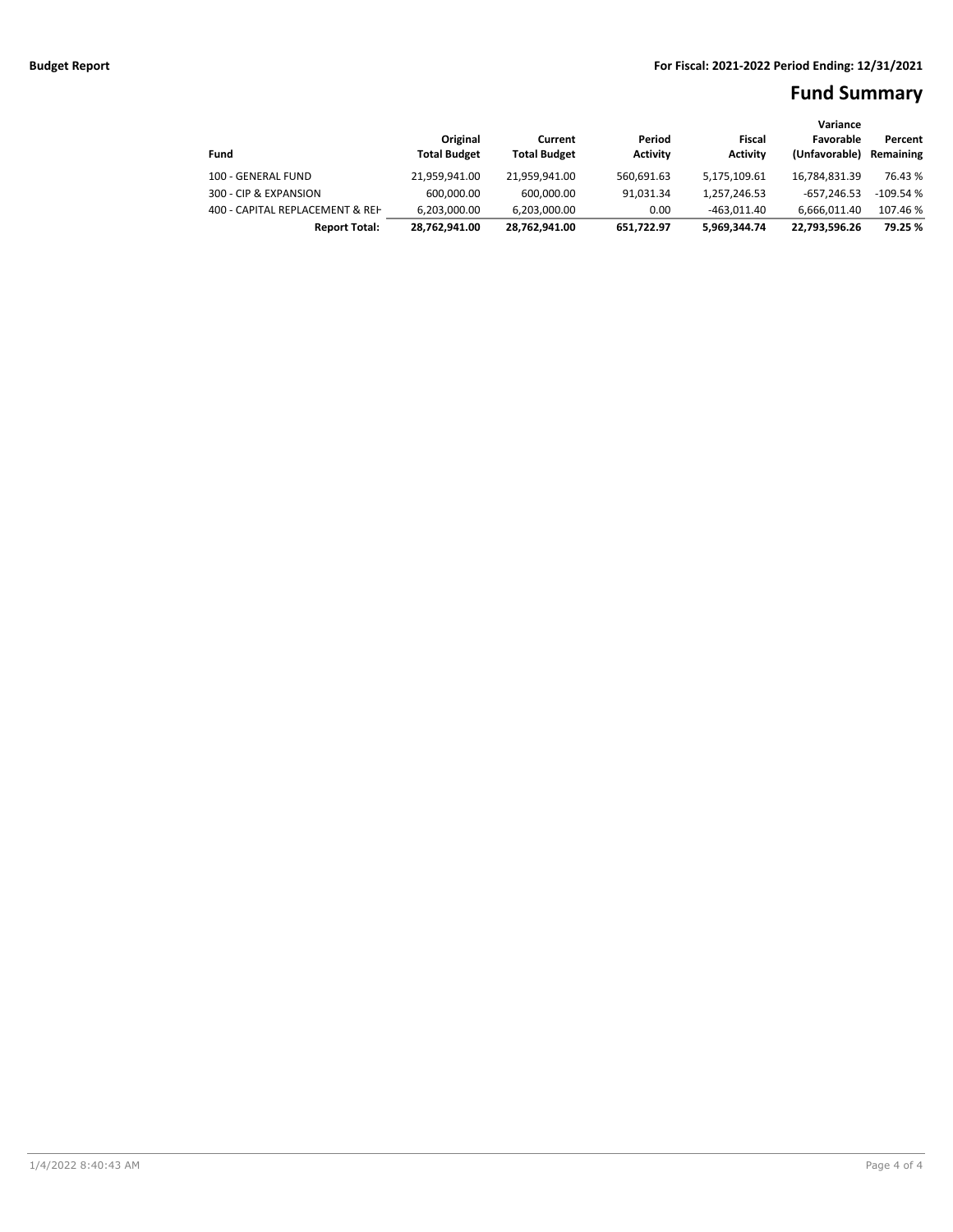**Budget Report**

**For Fiscal: 2021-2022 Period Ending: 12/31/2021**

# Fund Summary

| Fund | Original Total Budget | Current Total Budget | Period Activity | Fiscal Activity | Variance Favorable (Unfavorable) | Percent Remaining |
|---|---|---|---|---|---|---|
| 100 - GENERAL FUND | 21,959,941.00 | 21,959,941.00 | 560,691.63 | 5,175,109.61 | 16,784,831.39 | 76.43 % |
| 300 - CIP & EXPANSION | 600,000.00 | 600,000.00 | 91,031.34 | 1,257,246.53 | -657,246.53 | -109.54 % |
| 400 - CAPITAL REPLACEMENT & REH | 6,203,000.00 | 6,203,000.00 | 0.00 | -463,011.40 | 6,666,011.40 | 107.46 % |
| **Report Total:** | **28,762,941.00** | **28,762,941.00** | **651,722.97** | **5,969,344.74** | **22,793,596.26** | **79.25 %** |